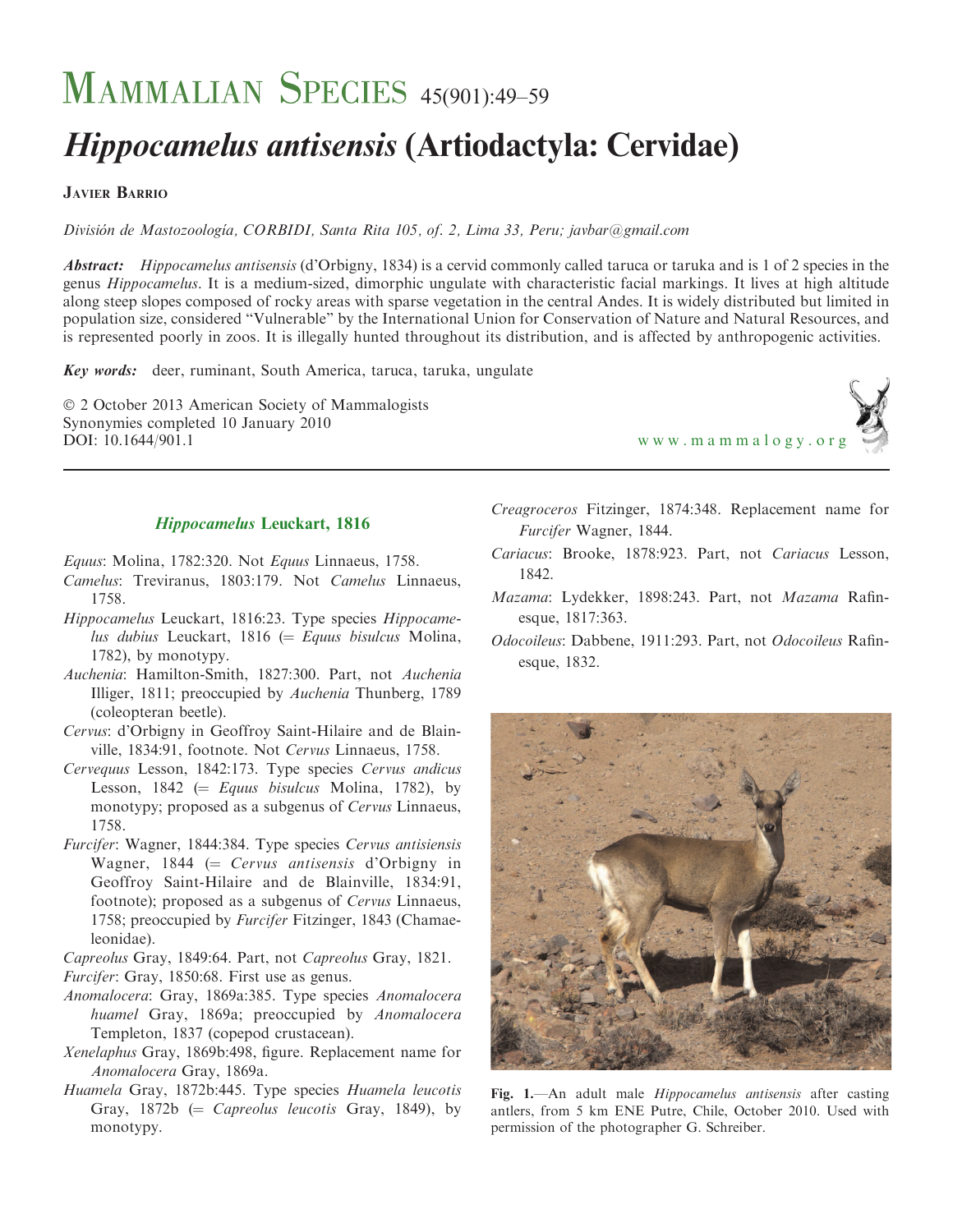# MAMMALIAN SPECIES 45(901):49–59

# *Hippocamelus antisensis* (Artiodactyla: Cervidae)

**JAVIER BARRIO**

*División de Mastozoología, CORBIDI, Santa Rita 105, of. 2, Lima 33, Peru; javbar@gmail.com*

***Abstract:*** *Hippocamelus antisensis* (d'Orbigny, 1834) is a cervid commonly called taruca or taruka and is 1 of 2 species in the genus *Hippocamelus*. It is a medium-sized, dimorphic ungulate with characteristic facial markings. It lives at high altitude along steep slopes composed of rocky areas with sparse vegetation in the central Andes. It is widely distributed but limited in population size, considered "Vulnerable" by the International Union for Conservation of Nature and Natural Resources, and is represented poorly in zoos. It is illegally hunted throughout its distribution, and is affected by anthropogenic activities.

***Key words:*** deer, ruminant, South America, taruca, taruka, ungulate

© 2 October 2013 American Society of Mammalogists
Synonymies completed 10 January 2010
DOI: 10.1644/901.1

www.mammalogy.org

## *Hippocamelus* Leuckart, 1816

*Equus*: Molina, 1782:320. Not *Equus* Linnaeus, 1758.

*Camelus*: Treviranus, 1803:179. Not *Camelus* Linnaeus, 1758.

*Hippocamelus* Leuckart, 1816:23. Type species *Hippocamelus dubius* Leuckart, 1816 (= *Equus bisulcus* Molina, 1782), by monotypy.

*Auchenia*: Hamilton-Smith, 1827:300. Part, not *Auchenia* Illiger, 1811; preoccupied by *Auchenia* Thunberg, 1789 (coleopteran beetle).

*Cervus*: d'Orbigny in Geoffroy Saint-Hilaire and de Blainville, 1834:91, footnote. Not *Cervus* Linnaeus, 1758.

*Cervequus* Lesson, 1842:173. Type species *Cervus andicus* Lesson, 1842 (= *Equus bisulcus* Molina, 1782), by monotypy; proposed as a subgenus of *Cervus* Linnaeus, 1758.

*Furcifer*: Wagner, 1844:384. Type species *Cervus antisiensis* Wagner, 1844 (= *Cervus antisensis* d'Orbigny in Geoffroy Saint-Hilaire and de Blainville, 1834:91, footnote); proposed as a subgenus of *Cervus* Linnaeus, 1758; preoccupied by *Furcifer* Fitzinger, 1843 (Chamaeleonidae).

*Capreolus* Gray, 1849:64. Part, not *Capreolus* Gray, 1821.

*Furcifer*: Gray, 1850:68. First use as genus.

*Anomalocera*: Gray, 1869a:385. Type species *Anomalocera huamel* Gray, 1869a; preoccupied by *Anomalocera* Templeton, 1837 (copepod crustacean).

*Xenelaphus* Gray, 1869b:498, figure. Replacement name for *Anomalocera* Gray, 1869a.

*Huamela* Gray, 1872b:445. Type species *Huamela leucotis* Gray, 1872b (= *Capreolus leucotis* Gray, 1849), by monotypy.

*Creagroceros* Fitzinger, 1874:348. Replacement name for *Furcifer* Wagner, 1844.

*Cariacus*: Brooke, 1878:923. Part, not *Cariacus* Lesson, 1842.

*Mazama*: Lydekker, 1898:243. Part, not *Mazama* Rafinesque, 1817:363.

*Odocoileus*: Dabbene, 1911:293. Part, not *Odocoileus* Rafinesque, 1832.

**Fig. 1.**—An adult male *Hippocamelus antisensis* after casting antlers, from 5 km ENE Putre, Chile, October 2010. Used with permission of the photographer G. Schreiber.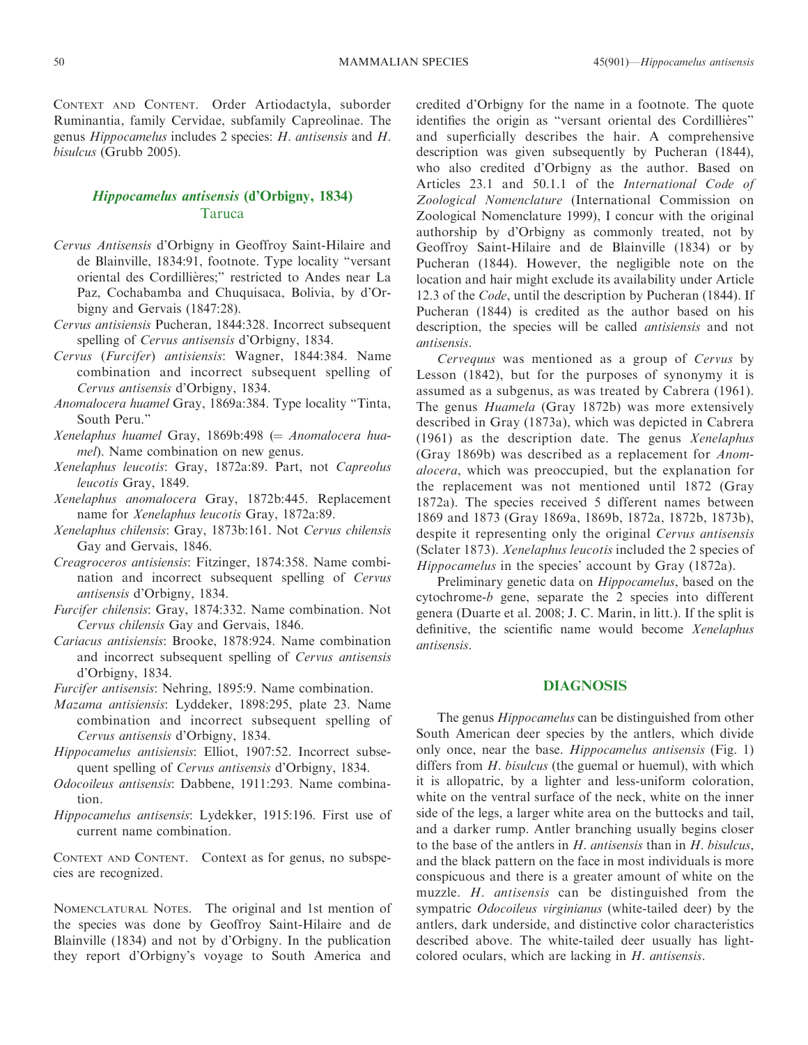CONTEXT AND CONTENT. Order Artiodactyla, suborder Ruminantia, family Cervidae, subfamily Capreolinae. The genus *Hippocamelus* includes 2 species: *H. antisensis* and *H. bisulcus* (Grubb 2005).

## *Hippocamelus antisensis* (d'Orbigny, 1834)
## Taruca

*Cervus Antisensis* d'Orbigny in Geoffroy Saint-Hilaire and de Blainville, 1834:91, footnote. Type locality "versant oriental des Cordillières;" restricted to Andes near La Paz, Cochabamba and Chuquisaca, Bolivia, by d'Orbigny and Gervais (1847:28).

*Cervus antisiensis* Pucheran, 1844:328. Incorrect subsequent spelling of *Cervus antisensis* d'Orbigny, 1834.

*Cervus* (*Furcifer*) *antisiensis*: Wagner, 1844:384. Name combination and incorrect subsequent spelling of *Cervus antisensis* d'Orbigny, 1834.

*Anomalocera huamel* Gray, 1869a:384. Type locality "Tinta, South Peru."

*Xenelaphus huamel* Gray, 1869b:498 (= *Anomalocera huamel*). Name combination on new genus.

*Xenelaphus leucotis*: Gray, 1872a:89. Part, not *Capreolus leucotis* Gray, 1849.

*Xenelaphus anomalocera* Gray, 1872b:445. Replacement name for *Xenelaphus leucotis* Gray, 1872a:89.

*Xenelaphus chilensis*: Gray, 1873b:161. Not *Cervus chilensis* Gay and Gervais, 1846.

*Creagroceros antisiensis*: Fitzinger, 1874:358. Name combination and incorrect subsequent spelling of *Cervus antisensis* d'Orbigny, 1834.

*Furcifer chilensis*: Gray, 1874:332. Name combination. Not *Cervus chilensis* Gay and Gervais, 1846.

*Cariacus antisiensis*: Brooke, 1878:924. Name combination and incorrect subsequent spelling of *Cervus antisensis* d'Orbigny, 1834.

*Furcifer antisensis*: Nehring, 1895:9. Name combination.

*Mazama antisiensis*: Lyddeker, 1898:295, plate 23. Name combination and incorrect subsequent spelling of *Cervus antisensis* d'Orbigny, 1834.

*Hippocamelus antisiensis*: Elliot, 1907:52. Incorrect subsequent spelling of *Cervus antisensis* d'Orbigny, 1834.

*Odocoileus antisensis*: Dabbene, 1911:293. Name combination.

*Hippocamelus antisensis*: Lydekker, 1915:196. First use of current name combination.

CONTEXT AND CONTENT. Context as for genus, no subspecies are recognized.

NOMENCLATURAL NOTES. The original and 1st mention of the species was done by Geoffroy Saint-Hilaire and de Blainville (1834) and not by d'Orbigny. In the publication they report d'Orbigny's voyage to South America and credited d'Orbigny for the name in a footnote. The quote identifies the origin as "versant oriental des Cordillières" and superficially describes the hair. A comprehensive description was given subsequently by Pucheran (1844), who also credited d'Orbigny as the author. Based on Articles 23.1 and 50.1.1 of the *International Code of Zoological Nomenclature* (International Commission on Zoological Nomenclature 1999), I concur with the original authorship by d'Orbigny as commonly treated, not by Geoffroy Saint-Hilaire and de Blainville (1834) or by Pucheran (1844). However, the negligible note on the location and hair might exclude its availability under Article 12.3 of the *Code*, until the description by Pucheran (1844). If Pucheran (1844) is credited as the author based on his description, the species will be called *antisiensis* and not *antisensis*.

*Cervequus* was mentioned as a group of *Cervus* by Lesson (1842), but for the purposes of synonymy it is assumed as a subgenus, as was treated by Cabrera (1961). The genus *Huamela* (Gray 1872b) was more extensively described in Gray (1873a), which was depicted in Cabrera (1961) as the description date. The genus *Xenelaphus* (Gray 1869b) was described as a replacement for *Anomalocera*, which was preoccupied, but the explanation for the replacement was not mentioned until 1872 (Gray 1872a). The species received 5 different names between 1869 and 1873 (Gray 1869a, 1869b, 1872a, 1872b, 1873b), despite it representing only the original *Cervus antisensis* (Sclater 1873). *Xenelaphus leucotis* included the 2 species of *Hippocamelus* in the species' account by Gray (1872a).

Preliminary genetic data on *Hippocamelus*, based on the cytochrome-*b* gene, separate the 2 species into different genera (Duarte et al. 2008; J. C. Marin, in litt.). If the split is definitive, the scientific name would become *Xenelaphus antisensis*.

## DIAGNOSIS

The genus *Hippocamelus* can be distinguished from other South American deer species by the antlers, which divide only once, near the base. *Hippocamelus antisensis* (Fig. 1) differs from *H. bisulcus* (the guemal or huemul), with which it is allopatric, by a lighter and less-uniform coloration, white on the ventral surface of the neck, white on the inner side of the legs, a larger white area on the buttocks and tail, and a darker rump. Antler branching usually begins closer to the base of the antlers in *H. antisensis* than in *H. bisulcus*, and the black pattern on the face in most individuals is more conspicuous and there is a greater amount of white on the muzzle. *H. antisensis* can be distinguished from the sympatric *Odocoileus virginianus* (white-tailed deer) by the antlers, dark underside, and distinctive color characteristics described above. The white-tailed deer usually has light-colored oculars, which are lacking in *H. antisensis*.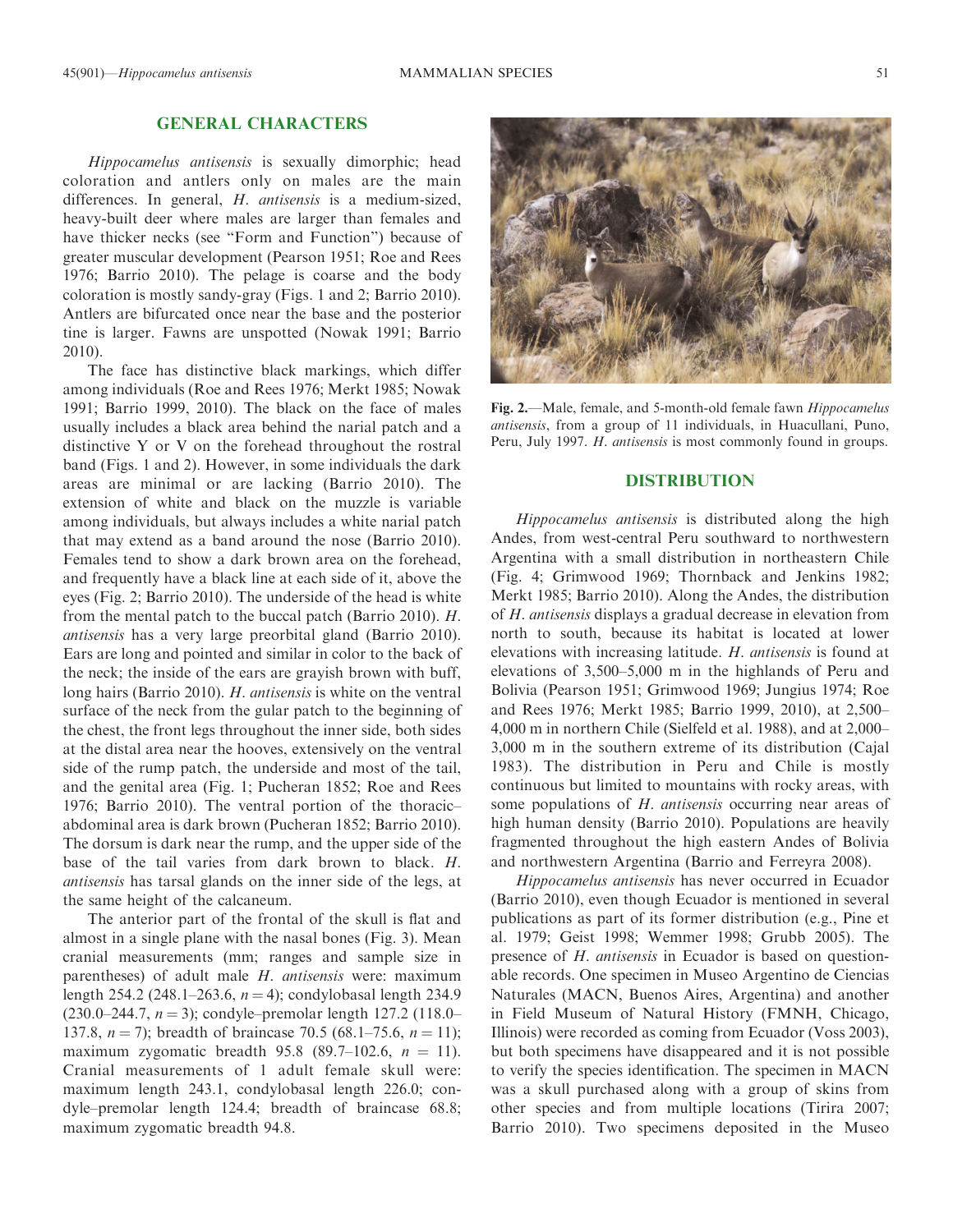## GENERAL CHARACTERS

*Hippocamelus antisensis* is sexually dimorphic; head coloration and antlers only on males are the main differences. In general, *H. antisensis* is a medium-sized, heavy-built deer where males are larger than females and have thicker necks (see "Form and Function") because of greater muscular development (Pearson 1951; Roe and Rees 1976; Barrio 2010). The pelage is coarse and the body coloration is mostly sandy-gray (Figs. 1 and 2; Barrio 2010). Antlers are bifurcated once near the base and the posterior tine is larger. Fawns are unspotted (Nowak 1991; Barrio 2010).

The face has distinctive black markings, which differ among individuals (Roe and Rees 1976; Merkt 1985; Nowak 1991; Barrio 1999, 2010). The black on the face of males usually includes a black area behind the narial patch and a distinctive Y or V on the forehead throughout the rostral band (Figs. 1 and 2). However, in some individuals the dark areas are minimal or are lacking (Barrio 2010). The extension of white and black on the muzzle is variable among individuals, but always includes a white narial patch that may extend as a band around the nose (Barrio 2010). Females tend to show a dark brown area on the forehead, and frequently have a black line at each side of it, above the eyes (Fig. 2; Barrio 2010). The underside of the head is white from the mental patch to the buccal patch (Barrio 2010). *H. antisensis* has a very large preorbital gland (Barrio 2010). Ears are long and pointed and similar in color to the back of the neck; the inside of the ears are grayish brown with buff, long hairs (Barrio 2010). *H. antisensis* is white on the ventral surface of the neck from the gular patch to the beginning of the chest, the front legs throughout the inner side, both sides at the distal area near the hooves, extensively on the ventral side of the rump patch, the underside and most of the tail, and the genital area (Fig. 1; Pucheran 1852; Roe and Rees 1976; Barrio 2010). The ventral portion of the thoracic–abdominal area is dark brown (Pucheran 1852; Barrio 2010). The dorsum is dark near the rump, and the upper side of the base of the tail varies from dark brown to black. *H. antisensis* has tarsal glands on the inner side of the legs, at the same height of the calcaneum.

The anterior part of the frontal of the skull is flat and almost in a single plane with the nasal bones (Fig. 3). Mean cranial measurements (mm; ranges and sample size in parentheses) of adult male *H. antisensis* were: maximum length 254.2 (248.1–263.6, $n = 4$); condylobasal length 234.9 (230.0–244.7, $n = 3$); condyle–premolar length 127.2 (118.0–137.8, $n = 7$); breadth of braincase 70.5 (68.1–75.6, $n = 11$); maximum zygomatic breadth 95.8 (89.7–102.6, $n = 11$). Cranial measurements of 1 adult female skull were: maximum length 243.1, condylobasal length 226.0; condyle–premolar length 124.4; breadth of braincase 68.8; maximum zygomatic breadth 94.8.

**Fig. 2.**—Male, female, and 5-month-old female fawn *Hippocamelus antisensis*, from a group of 11 individuals, in Huacullani, Puno, Peru, July 1997. *H. antisensis* is most commonly found in groups.

## DISTRIBUTION

*Hippocamelus antisensis* is distributed along the high Andes, from west-central Peru southward to northwestern Argentina with a small distribution in northeastern Chile (Fig. 4; Grimwood 1969; Thornback and Jenkins 1982; Merkt 1985; Barrio 2010). Along the Andes, the distribution of *H. antisensis* displays a gradual decrease in elevation from north to south, because its habitat is located at lower elevations with increasing latitude. *H. antisensis* is found at elevations of 3,500–5,000 m in the highlands of Peru and Bolivia (Pearson 1951; Grimwood 1969; Jungius 1974; Roe and Rees 1976; Merkt 1985; Barrio 1999, 2010), at 2,500–4,000 m in northern Chile (Sielfeld et al. 1988), and at 2,000–3,000 m in the southern extreme of its distribution (Cajal 1983). The distribution in Peru and Chile is mostly continuous but limited to mountains with rocky areas, with some populations of *H. antisensis* occurring near areas of high human density (Barrio 2010). Populations are heavily fragmented throughout the high eastern Andes of Bolivia and northwestern Argentina (Barrio and Ferreyra 2008).

*Hippocamelus antisensis* has never occurred in Ecuador (Barrio 2010), even though Ecuador is mentioned in several publications as part of its former distribution (e.g., Pine et al. 1979; Geist 1998; Wemmer 1998; Grubb 2005). The presence of *H. antisensis* in Ecuador is based on questionable records. One specimen in Museo Argentino de Ciencias Naturales (MACN, Buenos Aires, Argentina) and another in Field Museum of Natural History (FMNH, Chicago, Illinois) were recorded as coming from Ecuador (Voss 2003), but both specimens have disappeared and it is not possible to verify the species identification. The specimen in MACN was a skull purchased along with a group of skins from other species and from multiple locations (Tirira 2007; Barrio 2010). Two specimens deposited in the Museo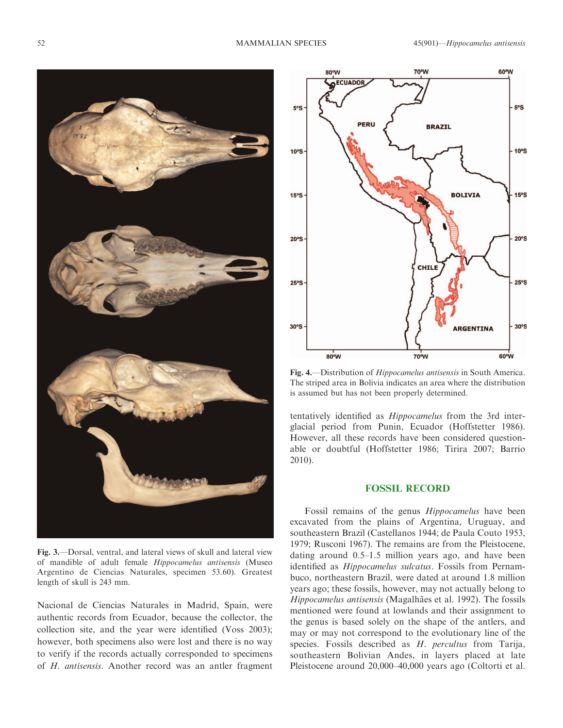Fig. 3.—Dorsal, ventral, and lateral views of skull and lateral view of mandible of adult female *Hippocamelus antisensis* (Museo Argentino de Ciencias Naturales, specimen 53.60). Greatest length of skull is 243 mm.

Fig. 4.—Distribution of *Hippocamelus antisensis* in South America. The striped area in Bolivia indicates an area where the distribution is assumed but has not been properly determined.

Nacional de Ciencias Naturales in Madrid, Spain, were authentic records from Ecuador, because the collector, the collection site, and the year were identified (Voss 2003); however, both specimens also were lost and there is no way to verify if the records actually corresponded to specimens of *H. antisensis*. Another record was an antler fragment tentatively identified as *Hippocamelus* from the 3rd interglacial period from Punin, Ecuador (Hoffstetter 1986). However, all these records have been considered questionable or doubtful (Hoffstetter 1986; Tirira 2007; Barrio 2010).

## FOSSIL RECORD

Fossil remains of the genus *Hippocamelus* have been excavated from the plains of Argentina, Uruguay, and southeastern Brazil (Castellanos 1944; de Paula Couto 1953, 1979; Rusconi 1967). The remains are from the Pleistocene, dating around 0.5–1.5 million years ago, and have been identified as *Hippocamelus sulcatus*. Fossils from Pernambuco, northeastern Brazil, were dated at around 1.8 million years ago; these fossils, however, may not actually belong to *Hippocamelus antisensis* (Magalhães et al. 1992). The fossils mentioned were found at lowlands and their assignment to the genus is based solely on the shape of the antlers, and may or may not correspond to the evolutionary line of the species. Fossils described as *H. percultus* from Tarija, southeastern Bolivian Andes, in layers placed at late Pleistocene around 20,000–40,000 years ago (Coltorti et al.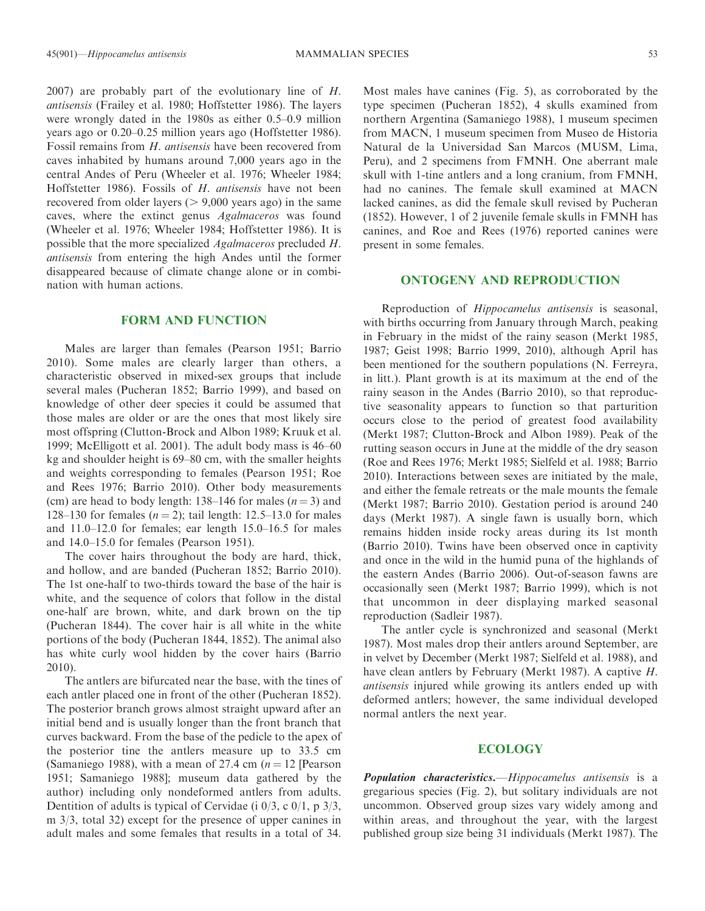2007) are probably part of the evolutionary line of *H. antisensis* (Frailey et al. 1980; Hoffstetter 1986). The layers were wrongly dated in the 1980s as either 0.5–0.9 million years ago or 0.20–0.25 million years ago (Hoffstetter 1986). Fossil remains from *H. antisensis* have been recovered from caves inhabited by humans around 7,000 years ago in the central Andes of Peru (Wheeler et al. 1976; Wheeler 1984; Hoffstetter 1986). Fossils of *H. antisensis* have not been recovered from older layers (> 9,000 years ago) in the same caves, where the extinct genus *Agalmaceros* was found (Wheeler et al. 1976; Wheeler 1984; Hoffstetter 1986). It is possible that the more specialized *Agalmaceros* precluded *H. antisensis* from entering the high Andes until the former disappeared because of climate change alone or in combination with human actions.

## FORM AND FUNCTION

Males are larger than females (Pearson 1951; Barrio 2010). Some males are clearly larger than others, a characteristic observed in mixed-sex groups that include several males (Pucheran 1852; Barrio 1999), and based on knowledge of other deer species it could be assumed that those males are older or are the ones that most likely sire most offspring (Clutton-Brock and Albon 1989; Kruuk et al. 1999; McElligott et al. 2001). The adult body mass is 46–60 kg and shoulder height is 69–80 cm, with the smaller heights and weights corresponding to females (Pearson 1951; Roe and Rees 1976; Barrio 2010). Other body measurements (cm) are head to body length: 138–146 for males ($n = 3$) and 128–130 for females ($n = 2$); tail length: 12.5–13.0 for males and 11.0–12.0 for females; ear length 15.0–16.5 for males and 14.0–15.0 for females (Pearson 1951).

The cover hairs throughout the body are hard, thick, and hollow, and are banded (Pucheran 1852; Barrio 2010). The 1st one-half to two-thirds toward the base of the hair is white, and the sequence of colors that follow in the distal one-half are brown, white, and dark brown on the tip (Pucheran 1844). The cover hair is all white in the white portions of the body (Pucheran 1844, 1852). The animal also has white curly wool hidden by the cover hairs (Barrio 2010).

The antlers are bifurcated near the base, with the tines of each antler placed one in front of the other (Pucheran 1852). The posterior branch grows almost straight upward after an initial bend and is usually longer than the front branch that curves backward. From the base of the pedicle to the apex of the posterior tine the antlers measure up to 33.5 cm (Samaniego 1988), with a mean of 27.4 cm ($n = 12$ [Pearson 1951; Samaniego 1988]; museum data gathered by the author) including only nondeformed antlers from adults. Dentition of adults is typical of Cervidae (i 0/3, c 0/1, p 3/3, m 3/3, total 32) except for the presence of upper canines in adult males and some females that results in a total of 34. Most males have canines (Fig. 5), as corroborated by the type specimen (Pucheran 1852), 4 skulls examined from northern Argentina (Samaniego 1988), 1 museum specimen from MACN, 1 museum specimen from Museo de Historia Natural de la Universidad San Marcos (MUSM, Lima, Peru), and 2 specimens from FMNH. One aberrant male skull with 1-tine antlers and a long cranium, from FMNH, had no canines. The female skull examined at MACN lacked canines, as did the female skull revised by Pucheran (1852). However, 1 of 2 juvenile female skulls in FMNH has canines, and Roe and Rees (1976) reported canines were present in some females.

## ONTOGENY AND REPRODUCTION

Reproduction of *Hippocamelus antisensis* is seasonal, with births occurring from January through March, peaking in February in the midst of the rainy season (Merkt 1985, 1987; Geist 1998; Barrio 1999, 2010), although April has been mentioned for the southern populations (N. Ferreyra, in litt.). Plant growth is at its maximum at the end of the rainy season in the Andes (Barrio 2010), so that reproductive seasonality appears to function so that parturition occurs close to the period of greatest food availability (Merkt 1987; Clutton-Brock and Albon 1989). Peak of the rutting season occurs in June at the middle of the dry season (Roe and Rees 1976; Merkt 1985; Sielfeld et al. 1988; Barrio 2010). Interactions between sexes are initiated by the male, and either the female retreats or the male mounts the female (Merkt 1987; Barrio 2010). Gestation period is around 240 days (Merkt 1987). A single fawn is usually born, which remains hidden inside rocky areas during its 1st month (Barrio 2010). Twins have been observed once in captivity and once in the wild in the humid puna of the highlands of the eastern Andes (Barrio 2006). Out-of-season fawns are occasionally seen (Merkt 1987; Barrio 1999), which is not that uncommon in deer displaying marked seasonal reproduction (Sadleir 1987).

The antler cycle is synchronized and seasonal (Merkt 1987). Most males drop their antlers around September, are in velvet by December (Merkt 1987; Sielfeld et al. 1988), and have clean antlers by February (Merkt 1987). A captive *H. antisensis* injured while growing its antlers ended up with deformed antlers; however, the same individual developed normal antlers the next year.

## ECOLOGY

***Population characteristics.***—*Hippocamelus antisensis* is a gregarious species (Fig. 2), but solitary individuals are not uncommon. Observed group sizes vary widely among and within areas, and throughout the year, with the largest published group size being 31 individuals (Merkt 1987). The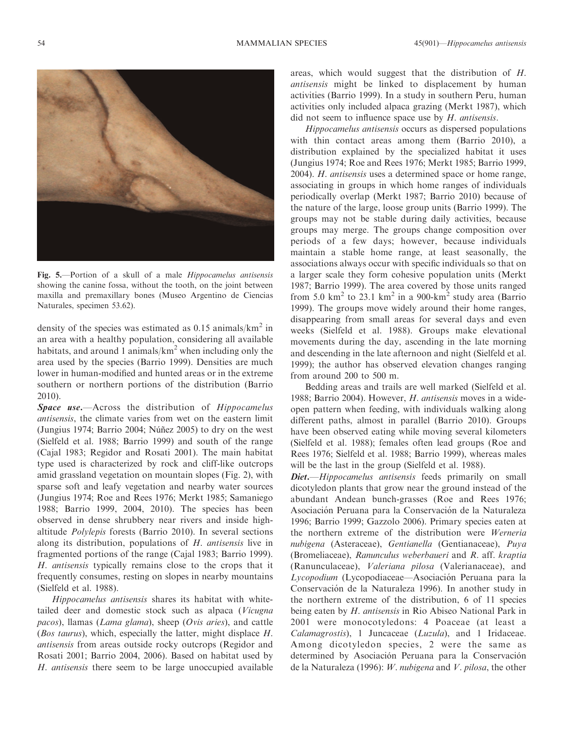Fig. 5.—Portion of a skull of a male *Hippocamelus antisensis* showing the canine fossa, without the tooth, on the joint between maxilla and premaxillary bones (Museo Argentino de Ciencias Naturales, specimen 53.62).

density of the species was estimated as 0.15 animals/km$^2$ in an area with a healthy population, considering all available habitats, and around 1 animals/km$^2$ when including only the area used by the species (Barrio 1999). Densities are much lower in human-modified and hunted areas or in the extreme southern or northern portions of the distribution (Barrio 2010).

***Space use.***—Across the distribution of *Hippocamelus antisensis*, the climate varies from wet on the eastern limit (Jungius 1974; Barrio 2004; Núñez 2005) to dry on the west (Sielfeld et al. 1988; Barrio 1999) and south of the range (Cajal 1983; Regidor and Rosati 2001). The main habitat type used is characterized by rock and cliff-like outcrops amid grassland vegetation on mountain slopes (Fig. 2), with sparse soft and leafy vegetation and nearby water sources (Jungius 1974; Roe and Rees 1976; Merkt 1985; Samaniego 1988; Barrio 1999, 2004, 2010). The species has been observed in dense shrubbery near rivers and inside high-altitude *Polylepis* forests (Barrio 2010). In several sections along its distribution, populations of *H. antisensis* live in fragmented portions of the range (Cajal 1983; Barrio 1999). *H. antisensis* typically remains close to the crops that it frequently consumes, resting on slopes in nearby mountains (Sielfeld et al. 1988).

*Hippocamelus antisensis* shares its habitat with white-tailed deer and domestic stock such as alpaca (*Vicugna pacos*), llamas (*Lama glama*), sheep (*Ovis aries*), and cattle (*Bos taurus*), which, especially the latter, might displace *H. antisensis* from areas outside rocky outcrops (Regidor and Rosati 2001; Barrio 2004, 2006). Based on habitat used by *H. antisensis* there seem to be large unoccupied available areas, which would suggest that the distribution of *H. antisensis* might be linked to displacement by human activities (Barrio 1999). In a study in southern Peru, human activities only included alpaca grazing (Merkt 1987), which did not seem to influence space use by *H. antisensis*.

*Hippocamelus antisensis* occurs as dispersed populations with thin contact areas among them (Barrio 2010), a distribution explained by the specialized habitat it uses (Jungius 1974; Roe and Rees 1976; Merkt 1985; Barrio 1999, 2004). *H. antisensis* uses a determined space or home range, associating in groups in which home ranges of individuals periodically overlap (Merkt 1987; Barrio 2010) because of the nature of the large, loose group units (Barrio 1999). The groups may not be stable during daily activities, because groups may merge. The groups change composition over periods of a few days; however, because individuals maintain a stable home range, at least seasonally, the associations always occur with specific individuals so that on a larger scale they form cohesive population units (Merkt 1987; Barrio 1999). The area covered by those units ranged from 5.0 km$^2$ to 23.1 km$^2$ in a 900-km$^2$ study area (Barrio 1999). The groups move widely around their home ranges, disappearing from small areas for several days and even weeks (Sielfeld et al. 1988). Groups make elevational movements during the day, ascending in the late morning and descending in the late afternoon and night (Sielfeld et al. 1999); the author has observed elevation changes ranging from around 200 to 500 m.

Bedding areas and trails are well marked (Sielfeld et al. 1988; Barrio 2004). However, *H. antisensis* moves in a wide-open pattern when feeding, with individuals walking along different paths, almost in parallel (Barrio 2010). Groups have been observed eating while moving several kilometers (Sielfeld et al. 1988); females often lead groups (Roe and Rees 1976; Sielfeld et al. 1988; Barrio 1999), whereas males will be the last in the group (Sielfeld et al. 1988).

***Diet.***—*Hippocamelus antisensis* feeds primarily on small dicotyledon plants that grow near the ground instead of the abundant Andean bunch-grasses (Roe and Rees 1976; Asociación Peruana para la Conservación de la Naturaleza 1996; Barrio 1999; Gazzolo 2006). Primary species eaten at the northern extreme of the distribution were *Werneria nubigena* (Asteraceae), *Gentianella* (Gentianaceae), *Puya* (Bromeliaceae), *Ranunculus weberbaueri* and *R.* aff. *kraptia* (Ranunculaceae), *Valeriana pilosa* (Valerianaceae), and *Lycopodium* (Lycopodiaceae—Asociación Peruana para la Conservación de la Naturaleza 1996). In another study in the northern extreme of the distribution, 6 of 11 species being eaten by *H. antisensis* in Rio Abiseo National Park in 2001 were monocotyledons: 4 Poaceae (at least a *Calamagrostis*), 1 Juncaceae (*Luzula*), and 1 Iridaceae. Among dicotyledon species, 2 were the same as determined by Asociación Peruana para la Conservación de la Naturaleza (1996): *W. nubigena* and *V. pilosa*, the other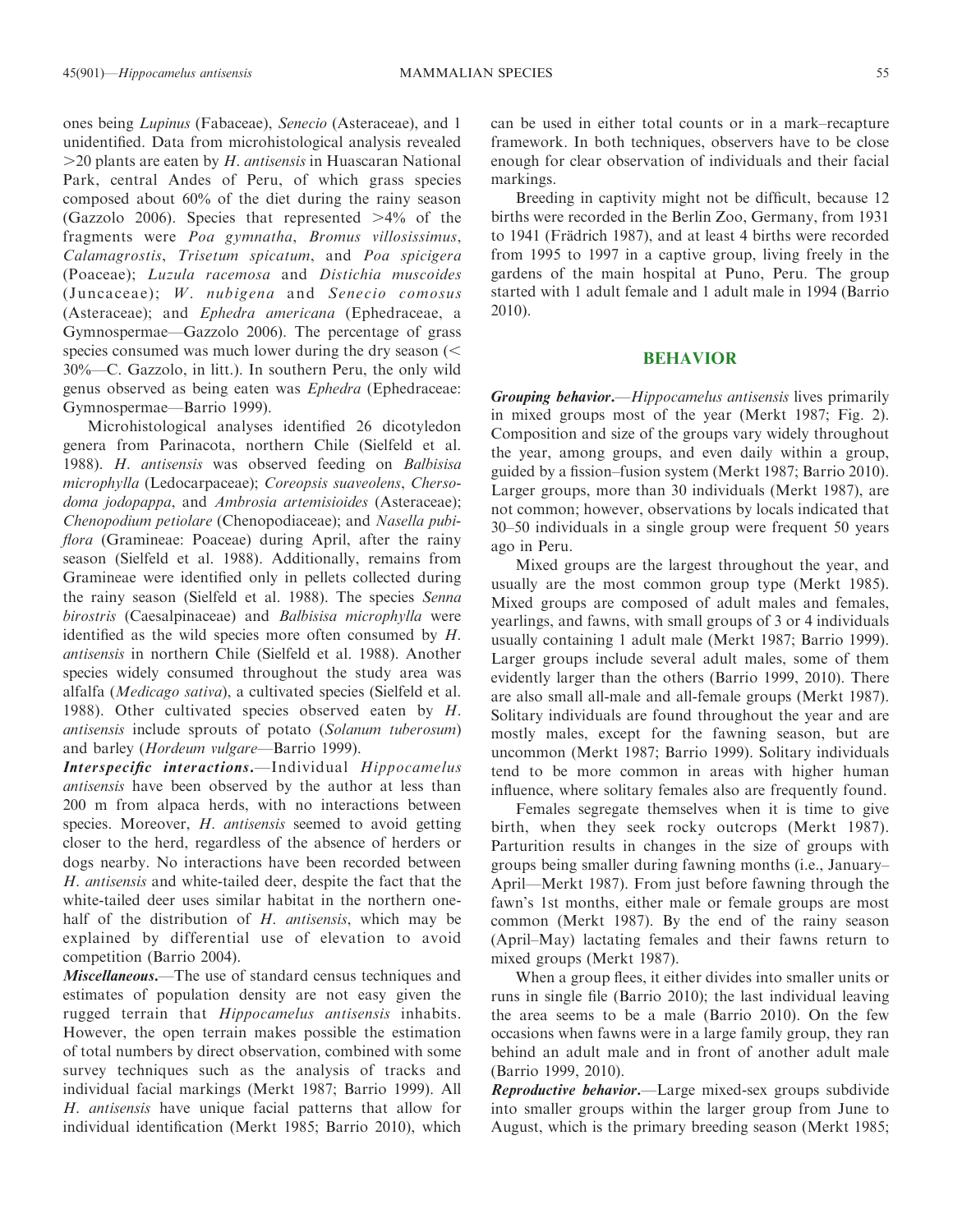ones being *Lupinus* (Fabaceae), *Senecio* (Asteraceae), and 1 unidentified. Data from microhistological analysis revealed >20 plants are eaten by *H. antisensis* in Huascaran National Park, central Andes of Peru, of which grass species composed about 60% of the diet during the rainy season (Gazzolo 2006). Species that represented >4% of the fragments were *Poa gymnatha*, *Bromus villosissimus*, *Calamagrostis*, *Trisetum spicatum*, and *Poa spicigera* (Poaceae); *Luzula racemosa* and *Distichia muscoides* (Juncaceae); *W. nubigena* and *Senecio comosus* (Asteraceae); and *Ephedra americana* (Ephedraceae, a Gymnospermae—Gazzolo 2006). The percentage of grass species consumed was much lower during the dry season (< 30%—C. Gazzolo, in litt.). In southern Peru, the only wild genus observed as being eaten was *Ephedra* (Ephedraceae: Gymnospermae—Barrio 1999).

Microhistological analyses identified 26 dicotyledon genera from Parinacota, northern Chile (Sielfeld et al. 1988). *H. antisensis* was observed feeding on *Balbisisa microphylla* (Ledocarpaceae); *Coreopsis suaveolens*, *Chersodoma jodopappa*, and *Ambrosia artemisioides* (Asteraceae); *Chenopodium petiolare* (Chenopodiaceae); and *Nasella pubiflora* (Gramineae: Poaceae) during April, after the rainy season (Sielfeld et al. 1988). Additionally, remains from Gramineae were identified only in pellets collected during the rainy season (Sielfeld et al. 1988). The species *Senna birostris* (Caesalpinaceae) and *Balbisisa microphylla* were identified as the wild species more often consumed by *H. antisensis* in northern Chile (Sielfeld et al. 1988). Another species widely consumed throughout the study area was alfalfa (*Medicago sativa*), a cultivated species (Sielfeld et al. 1988). Other cultivated species observed eaten by *H. antisensis* include sprouts of potato (*Solanum tuberosum*) and barley (*Hordeum vulgare*—Barrio 1999).

***Interspecific interactions.***—Individual *Hippocamelus antisensis* have been observed by the author at less than 200 m from alpaca herds, with no interactions between species. Moreover, *H. antisensis* seemed to avoid getting closer to the herd, regardless of the absence of herders or dogs nearby. No interactions have been recorded between *H. antisensis* and white-tailed deer, despite the fact that the white-tailed deer uses similar habitat in the northern one-half of the distribution of *H. antisensis*, which may be explained by differential use of elevation to avoid competition (Barrio 2004).

***Miscellaneous.***—The use of standard census techniques and estimates of population density are not easy given the rugged terrain that *Hippocamelus antisensis* inhabits. However, the open terrain makes possible the estimation of total numbers by direct observation, combined with some survey techniques such as the analysis of tracks and individual facial markings (Merkt 1987; Barrio 1999). All *H. antisensis* have unique facial patterns that allow for individual identification (Merkt 1985; Barrio 2010), which can be used in either total counts or in a mark–recapture framework. In both techniques, observers have to be close enough for clear observation of individuals and their facial markings.

Breeding in captivity might not be difficult, because 12 births were recorded in the Berlin Zoo, Germany, from 1931 to 1941 (Frädrich 1987), and at least 4 births were recorded from 1995 to 1997 in a captive group, living freely in the gardens of the main hospital at Puno, Peru. The group started with 1 adult female and 1 adult male in 1994 (Barrio 2010).

## BEHAVIOR

***Grouping behavior.***—*Hippocamelus antisensis* lives primarily in mixed groups most of the year (Merkt 1987; Fig. 2). Composition and size of the groups vary widely throughout the year, among groups, and even daily within a group, guided by a fission–fusion system (Merkt 1987; Barrio 2010). Larger groups, more than 30 individuals (Merkt 1987), are not common; however, observations by locals indicated that 30–50 individuals in a single group were frequent 50 years ago in Peru.

Mixed groups are the largest throughout the year, and usually are the most common group type (Merkt 1985). Mixed groups are composed of adult males and females, yearlings, and fawns, with small groups of 3 or 4 individuals usually containing 1 adult male (Merkt 1987; Barrio 1999). Larger groups include several adult males, some of them evidently larger than the others (Barrio 1999, 2010). There are also small all-male and all-female groups (Merkt 1987). Solitary individuals are found throughout the year and are mostly males, except for the fawning season, but are uncommon (Merkt 1987; Barrio 1999). Solitary individuals tend to be more common in areas with higher human influence, where solitary females also are frequently found.

Females segregate themselves when it is time to give birth, when they seek rocky outcrops (Merkt 1987). Parturition results in changes in the size of groups with groups being smaller during fawning months (i.e., January–April—Merkt 1987). From just before fawning through the fawn's 1st months, either male or female groups are most common (Merkt 1987). By the end of the rainy season (April–May) lactating females and their fawns return to mixed groups (Merkt 1987).

When a group flees, it either divides into smaller units or runs in single file (Barrio 2010); the last individual leaving the area seems to be a male (Barrio 2010). On the few occasions when fawns were in a large family group, they ran behind an adult male and in front of another adult male (Barrio 1999, 2010).

***Reproductive behavior.***—Large mixed-sex groups subdivide into smaller groups within the larger group from June to August, which is the primary breeding season (Merkt 1985;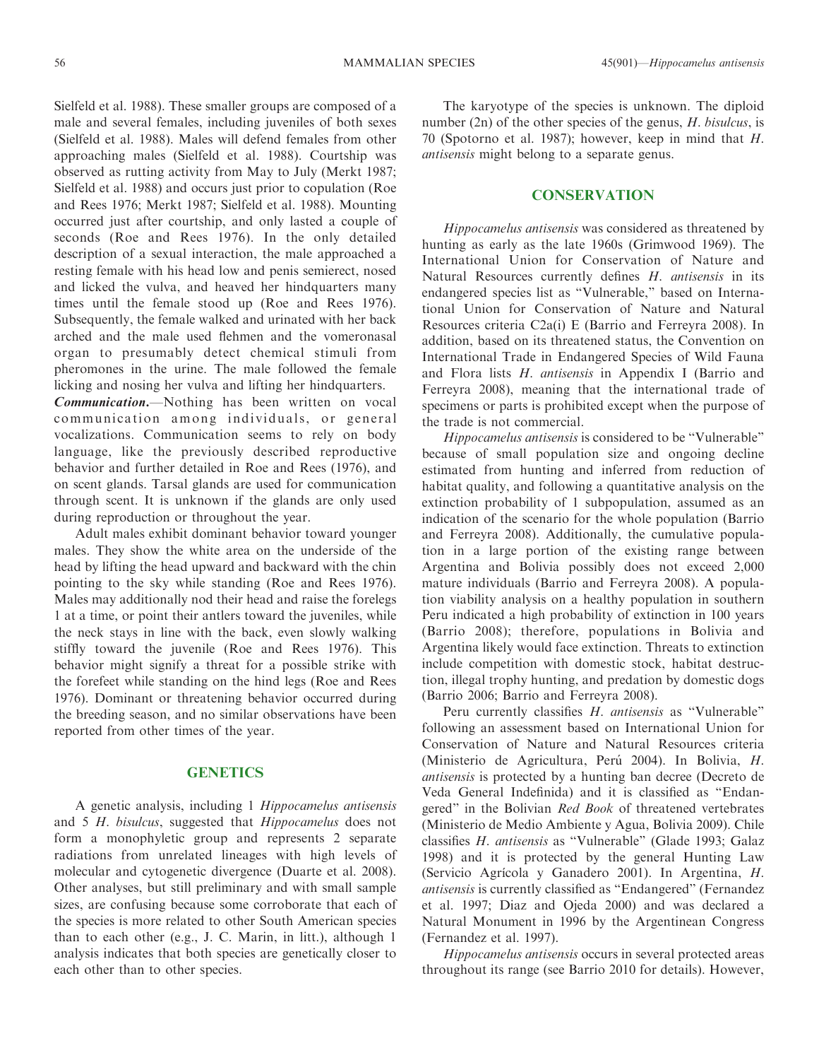Sielfeld et al. 1988). These smaller groups are composed of a male and several females, including juveniles of both sexes (Sielfeld et al. 1988). Males will defend females from other approaching males (Sielfeld et al. 1988). Courtship was observed as rutting activity from May to July (Merkt 1987; Sielfeld et al. 1988) and occurs just prior to copulation (Roe and Rees 1976; Merkt 1987; Sielfeld et al. 1988). Mounting occurred just after courtship, and only lasted a couple of seconds (Roe and Rees 1976). In the only detailed description of a sexual interaction, the male approached a resting female with his head low and penis semierect, nosed and licked the vulva, and heaved her hindquarters many times until the female stood up (Roe and Rees 1976). Subsequently, the female walked and urinated with her back arched and the male used flehmen and the vomeronasal organ to presumably detect chemical stimuli from pheromones in the urine. The male followed the female licking and nosing her vulva and lifting her hindquarters.

***Communication*.**—Nothing has been written on vocal communication among individuals, or general vocalizations. Communication seems to rely on body language, like the previously described reproductive behavior and further detailed in Roe and Rees (1976), and on scent glands. Tarsal glands are used for communication through scent. It is unknown if the glands are only used during reproduction or throughout the year.

Adult males exhibit dominant behavior toward younger males. They show the white area on the underside of the head by lifting the head upward and backward with the chin pointing to the sky while standing (Roe and Rees 1976). Males may additionally nod their head and raise the forelegs 1 at a time, or point their antlers toward the juveniles, while the neck stays in line with the back, even slowly walking stiffly toward the juvenile (Roe and Rees 1976). This behavior might signify a threat for a possible strike with the forefeet while standing on the hind legs (Roe and Rees 1976). Dominant or threatening behavior occurred during the breeding season, and no similar observations have been reported from other times of the year.

## GENETICS

A genetic analysis, including 1 *Hippocamelus antisensis* and 5 *H. bisulcus*, suggested that *Hippocamelus* does not form a monophyletic group and represents 2 separate radiations from unrelated lineages with high levels of molecular and cytogenetic divergence (Duarte et al. 2008). Other analyses, but still preliminary and with small sample sizes, are confusing because some corroborate that each of the species is more related to other South American species than to each other (e.g., J. C. Marin, in litt.), although 1 analysis indicates that both species are genetically closer to each other than to other species.

The karyotype of the species is unknown. The diploid number (2n) of the other species of the genus, *H. bisulcus*, is 70 (Spotorno et al. 1987); however, keep in mind that *H. antisensis* might belong to a separate genus.

## CONSERVATION

*Hippocamelus antisensis* was considered as threatened by hunting as early as the late 1960s (Grimwood 1969). The International Union for Conservation of Nature and Natural Resources currently defines *H. antisensis* in its endangered species list as "Vulnerable," based on International Union for Conservation of Nature and Natural Resources criteria C2a(i) E (Barrio and Ferreyra 2008). In addition, based on its threatened status, the Convention on International Trade in Endangered Species of Wild Fauna and Flora lists *H. antisensis* in Appendix I (Barrio and Ferreyra 2008), meaning that the international trade of specimens or parts is prohibited except when the purpose of the trade is not commercial.

*Hippocamelus antisensis* is considered to be "Vulnerable" because of small population size and ongoing decline estimated from hunting and inferred from reduction of habitat quality, and following a quantitative analysis on the extinction probability of 1 subpopulation, assumed as an indication of the scenario for the whole population (Barrio and Ferreyra 2008). Additionally, the cumulative population in a large portion of the existing range between Argentina and Bolivia possibly does not exceed 2,000 mature individuals (Barrio and Ferreyra 2008). A population viability analysis on a healthy population in southern Peru indicated a high probability of extinction in 100 years (Barrio 2008); therefore, populations in Bolivia and Argentina likely would face extinction. Threats to extinction include competition with domestic stock, habitat destruction, illegal trophy hunting, and predation by domestic dogs (Barrio 2006; Barrio and Ferreyra 2008).

Peru currently classifies *H. antisensis* as "Vulnerable" following an assessment based on International Union for Conservation of Nature and Natural Resources criteria (Ministerio de Agricultura, Perú 2004). In Bolivia, *H. antisensis* is protected by a hunting ban decree (Decreto de Veda General Indefinida) and it is classified as "Endangered" in the Bolivian *Red Book* of threatened vertebrates (Ministerio de Medio Ambiente y Agua, Bolivia 2009). Chile classifies *H. antisensis* as "Vulnerable" (Glade 1993; Galaz 1998) and it is protected by the general Hunting Law (Servicio Agrícola y Ganadero 2001). In Argentina, *H. antisensis* is currently classified as "Endangered" (Fernandez et al. 1997; Diaz and Ojeda 2000) and was declared a Natural Monument in 1996 by the Argentinean Congress (Fernandez et al. 1997).

*Hippocamelus antisensis* occurs in several protected areas throughout its range (see Barrio 2010 for details). However,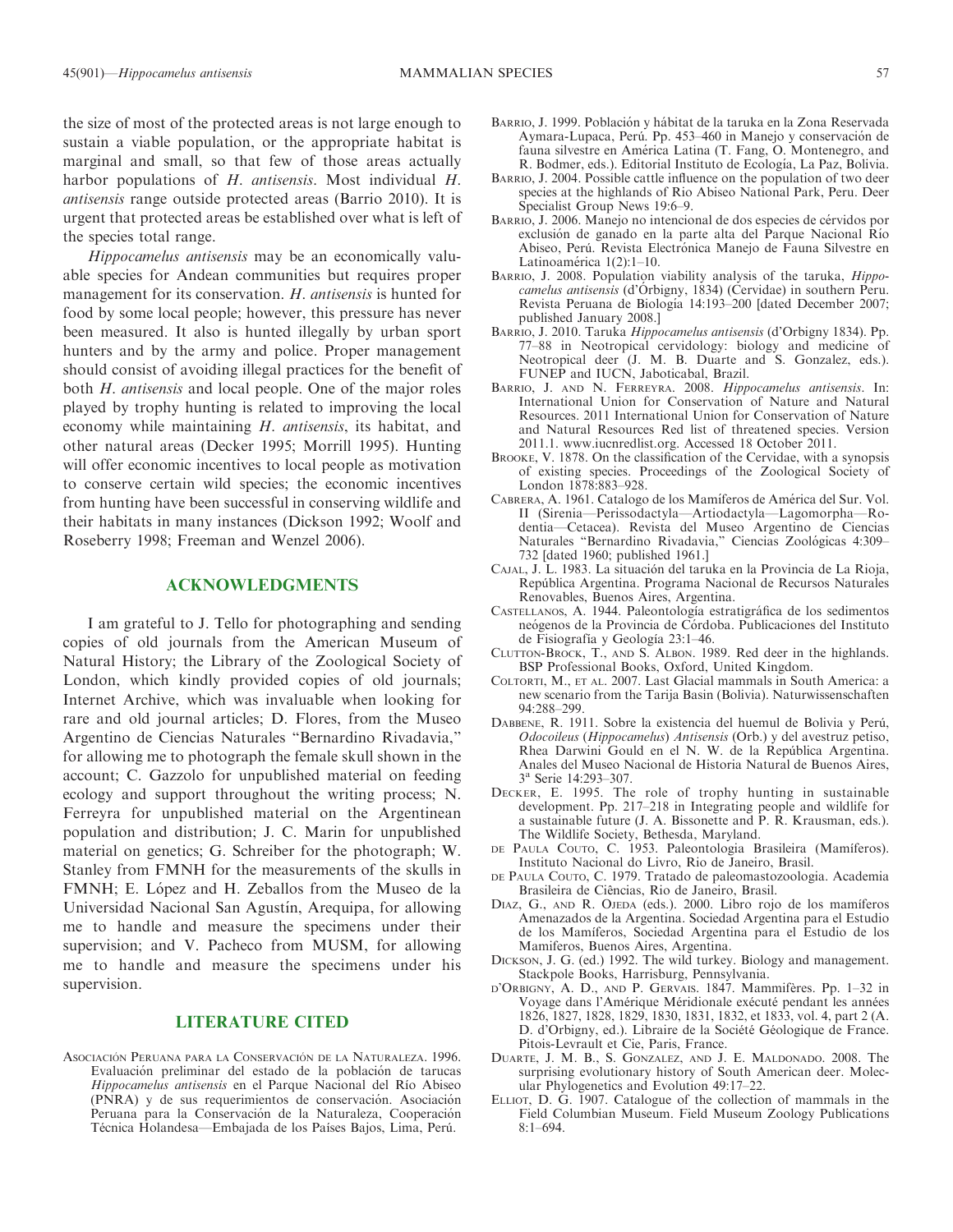the size of most of the protected areas is not large enough to sustain a viable population, or the appropriate habitat is marginal and small, so that few of those areas actually harbor populations of *H. antisensis*. Most individual *H. antisensis* range outside protected areas (Barrio 2010). It is urgent that protected areas be established over what is left of the species total range.

*Hippocamelus antisensis* may be an economically valuable species for Andean communities but requires proper management for its conservation. *H. antisensis* is hunted for food by some local people; however, this pressure has never been measured. It also is hunted illegally by urban sport hunters and by the army and police. Proper management should consist of avoiding illegal practices for the benefit of both *H. antisensis* and local people. One of the major roles played by trophy hunting is related to improving the local economy while maintaining *H. antisensis*, its habitat, and other natural areas (Decker 1995; Morrill 1995). Hunting will offer economic incentives to local people as motivation to conserve certain wild species; the economic incentives from hunting have been successful in conserving wildlife and their habitats in many instances (Dickson 1992; Woolf and Roseberry 1998; Freeman and Wenzel 2006).

## ACKNOWLEDGMENTS

I am grateful to J. Tello for photographing and sending copies of old journals from the American Museum of Natural History; the Library of the Zoological Society of London, which kindly provided copies of old journals; Internet Archive, which was invaluable when looking for rare and old journal articles; D. Flores, from the Museo Argentino de Ciencias Naturales "Bernardino Rivadavia," for allowing me to photograph the female skull shown in the account; C. Gazzolo for unpublished material on feeding ecology and support throughout the writing process; N. Ferreyra for unpublished material on the Argentinean population and distribution; J. C. Marin for unpublished material on genetics; G. Schreiber for the photograph; W. Stanley from FMNH for the measurements of the skulls in FMNH; E. López and H. Zeballos from the Museo de la Universidad Nacional San Agustín, Arequipa, for allowing me to handle and measure the specimens under their supervision; and V. Pacheco from MUSM, for allowing me to handle and measure the specimens under his supervision.

## LITERATURE CITED

Asociación Peruana para la Conservación de la Naturaleza. 1996. Evaluación preliminar del estado de la población de tarucas *Hippocamelus antisensis* en el Parque Nacional del Río Abiseo (PNRA) y de sus requerimientos de conservación. Asociación Peruana para la Conservación de la Naturaleza, Cooperación Técnica Holandesa—Embajada de los Países Bajos, Lima, Perú.

Barrio, J. 1999. Población y hábitat de la taruka en la Zona Reservada Aymara-Lupaca, Perú. Pp. 453–460 in Manejo y conservación de fauna silvestre en América Latina (T. Fang, O. Montenegro, and R. Bodmer, eds.). Editorial Instituto de Ecología, La Paz, Bolivia.

Barrio, J. 2004. Possible cattle influence on the population of two deer species at the highlands of Rio Abiseo National Park, Peru. Deer Specialist Group News 19:6–9.

Barrio, J. 2006. Manejo no intencional de dos especies de cérvidos por exclusión de ganado en la parte alta del Parque Nacional Río Abiseo, Perú. Revista Electrónica Manejo de Fauna Silvestre en Latinoamérica 1(2):1–10.

Barrio, J. 2008. Population viability analysis of the taruka, *Hippocamelus antisensis* (d'Orbigny, 1834) (Cervidae) in southern Peru. Revista Peruana de Biología 14:193–200 [dated December 2007; published January 2008.]

Barrio, J. 2010. Taruka *Hippocamelus antisensis* (d'Orbigny 1834). Pp. 77–88 in Neotropical cervidology: biology and medicine of Neotropical deer (J. M. B. Duarte and S. Gonzalez, eds.). FUNEP and IUCN, Jaboticabal, Brazil.

Barrio, J. and N. Ferreyra. 2008. *Hippocamelus antisensis*. In: International Union for Conservation of Nature and Natural Resources. 2011 International Union for Conservation of Nature and Natural Resources Red list of threatened species. Version 2011.1. www.iucnredlist.org. Accessed 18 October 2011.

Brooke, V. 1878. On the classification of the Cervidae, with a synopsis of existing species. Proceedings of the Zoological Society of London 1878:883–928.

Cabrera, A. 1961. Catalogo de los Mamíferos de América del Sur. Vol. II (Sirenia—Perissodactyla—Artiodactyla—Lagomorpha—Rodentia—Cetacea). Revista del Museo Argentino de Ciencias Naturales "Bernardino Rivadavia," Ciencias Zoológicas 4:309–732 [dated 1960; published 1961.]

Cajal, J. L. 1983. La situación del taruka en la Provincia de La Rioja, República Argentina. Programa Nacional de Recursos Naturales Renovables, Buenos Aires, Argentina.

Castellanos, A. 1944. Paleontología estratigráfica de los sedimentos neógenos de la Provincia de Córdoba. Publicaciones del Instituto de Fisiografía y Geología 23:1–46.

Clutton-Brock, T., and S. Albon. 1989. Red deer in the highlands. BSP Professional Books, Oxford, United Kingdom.

Coltorti, M., et al. 2007. Last Glacial mammals in South America: a new scenario from the Tarija Basin (Bolivia). Naturwissenschaften 94:288–299.

Dabbene, R. 1911. Sobre la existencia del huemul de Bolivia y Perú, *Odocoileus* (*Hippocamelus*) *Antisensis* (Orb.) y del avestruz petiso, Rhea Darwini Gould en el N. W. de la República Argentina. Anales del Museo Nacional de Historia Natural de Buenos Aires, 3ª Serie 14:293–307.

Decker, E. 1995. The role of trophy hunting in sustainable development. Pp. 217–218 in Integrating people and wildlife for a sustainable future (J. A. Bissonette and P. R. Krausman, eds.). The Wildlife Society, Bethesda, Maryland.

de Paula Couto, C. 1953. Paleontologia Brasileira (Mamíferos). Instituto Nacional do Livro, Rio de Janeiro, Brasil.

de Paula Couto, C. 1979. Tratado de paleomastozoologia. Academia Brasileira de Ciências, Rio de Janeiro, Brasil.

Diaz, G., and R. Ojeda (eds.). 2000. Libro rojo de los mamíferos Amenazados de la Argentina. Sociedad Argentina para el Estudio de los Mamíferos, Sociedad Argentina para el Estudio de los Mamiferos, Buenos Aires, Argentina.

Dickson, J. G. (ed.) 1992. The wild turkey. Biology and management. Stackpole Books, Harrisburg, Pennsylvania.

d'Orbigny, A. D., and P. Gervais. 1847. Mammifères. Pp. 1–32 in Voyage dans l'Amérique Méridionale exécuté pendant les années 1826, 1827, 1828, 1829, 1830, 1831, 1832, et 1833, vol. 4, part 2 (A. D. d'Orbigny, ed.). Libraire de la Société Géologique de France. Pitois-Levrault et Cie, Paris, France.

Duarte, J. M. B., S. Gonzalez, and J. E. Maldonado. 2008. The surprising evolutionary history of South American deer. Molecular Phylogenetics and Evolution 49:17–22.

Elliot, D. G. 1907. Catalogue of the collection of mammals in the Field Columbian Museum. Field Museum Zoology Publications 8:1–694.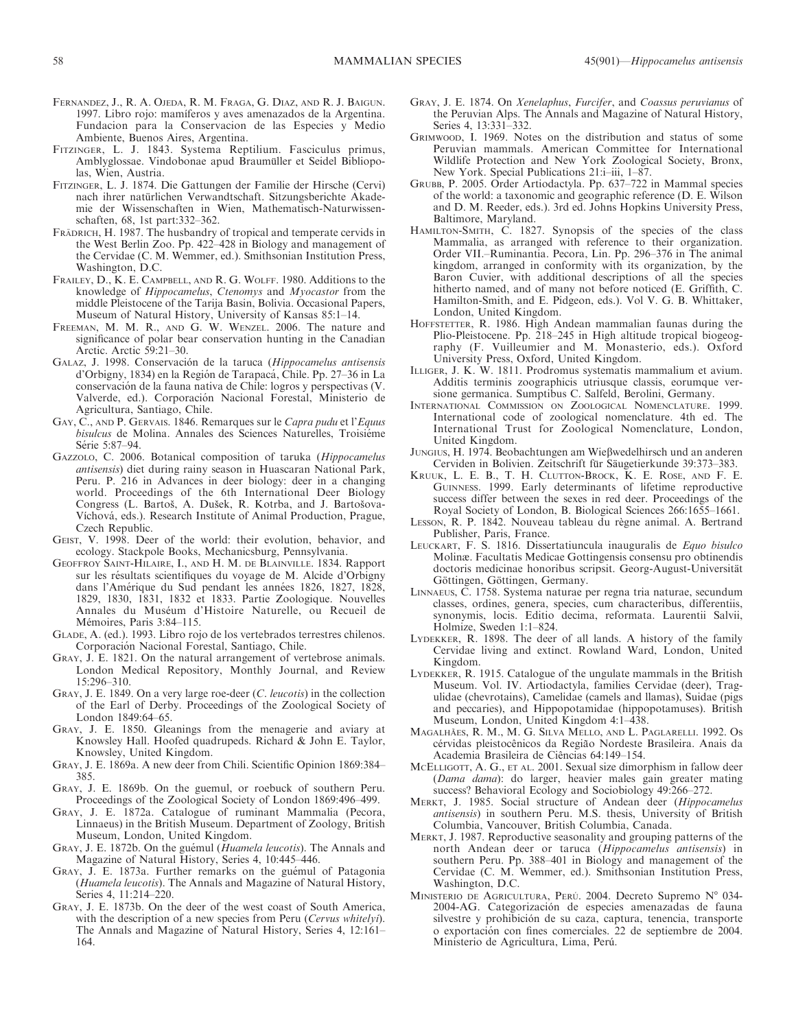Fernandez, J., R. A. Ojeda, R. M. Fraga, G. Diaz, and R. J. Baigun. 1997. Libro rojo: mamíferos y aves amenazados de la Argentina. Fundacion para la Conservacion de las Especies y Medio Ambiente, Buenos Aires, Argentina.

Fitzinger, L. J. 1843. Systema Reptilium. Fasciculus primus, Amblyglossae. Vindobonae apud Braumüller et Seidel Bibliopolas, Wien, Austria.

Fitzinger, L. J. 1874. Die Gattungen der Familie der Hirsche (Cervi) nach ihrer natürlichen Verwandtschaft. Sitzungsberichte Akademie der Wissenschaften in Wien, Mathematisch-Naturwissenschaften, 68, 1st part:332–362.

Frädrich, H. 1987. The husbandry of tropical and temperate cervids in the West Berlin Zoo. Pp. 422–428 in Biology and management of the Cervidae (C. M. Wemmer, ed.). Smithsonian Institution Press, Washington, D.C.

Frailey, D., K. E. Campbell, and R. G. Wolff. 1980. Additions to the knowledge of *Hippocamelus*, *Ctenomys* and *Myocastor* from the middle Pleistocene of the Tarija Basin, Bolivia. Occasional Papers, Museum of Natural History, University of Kansas 85:1–14.

Freeman, M. M. R., and G. W. Wenzel. 2006. The nature and significance of polar bear conservation hunting in the Canadian Arctic. Arctic 59:21–30.

Galaz, J. 1998. Conservación de la taruca (*Hippocamelus antisensis* d'Orbigny, 1834) en la Región de Tarapacá, Chile. Pp. 27–36 in La conservación de la fauna nativa de Chile: logros y perspectivas (V. Valverde, ed.). Corporación Nacional Forestal, Ministerio de Agricultura, Santiago, Chile.

Gay, C., and P. Gervais. 1846. Remarques sur le *Capra pudu* et l'*Equus bisulcus* de Molina. Annales des Sciences Naturelles, Troisiéme Série 5:87–94.

Gazzolo, C. 2006. Botanical composition of taruka (*Hippocamelus antisensis*) diet during rainy season in Huascaran National Park, Peru. P. 216 in Advances in deer biology: deer in a changing world. Proceedings of the 6th International Deer Biology Congress (L. Bartoš, A. Dušek, R. Kotrba, and J. Bartošova-Víchová, eds.). Research Institute of Animal Production, Prague, Czech Republic.

Geist, V. 1998. Deer of the world: their evolution, behavior, and ecology. Stackpole Books, Mechanicsburg, Pennsylvania.

Geoffroy Saint-Hilaire, I., and H. M. de Blainville. 1834. Rapport sur les résultats scientifiques du voyage de M. Alcide d'Orbigny dans l'Amérique du Sud pendant les années 1826, 1827, 1828, 1829, 1830, 1831, 1832 et 1833. Partie Zoologique. Nouvelles Annales du Muséum d'Histoire Naturelle, ou Recueil de Mémoires, Paris 3:84–115.

Glade, A. (ed.). 1993. Libro rojo de los vertebrados terrestres chilenos. Corporación Nacional Forestal, Santiago, Chile.

Gray, J. E. 1821. On the natural arrangement of vertebrose animals. London Medical Repository, Monthly Journal, and Review 15:296–310.

Gray, J. E. 1849. On a very large roe-deer (*C. leucotis*) in the collection of the Earl of Derby. Proceedings of the Zoological Society of London 1849:64–65.

Gray, J. E. 1850. Gleanings from the menagerie and aviary at Knowsley Hall. Hoofed quadrupeds. Richard & John E. Taylor, Knowsley, United Kingdom.

Gray, J. E. 1869a. A new deer from Chili. Scientific Opinion 1869:384–385.

Gray, J. E. 1869b. On the guemul, or roebuck of southern Peru. Proceedings of the Zoological Society of London 1869:496–499.

Gray, J. E. 1872a. Catalogue of ruminant Mammalia (Pecora, Linnaeus) in the British Museum. Department of Zoology, British Museum, London, United Kingdom.

Gray, J. E. 1872b. On the guémul (*Huamela leucotis*). The Annals and Magazine of Natural History, Series 4, 10:445–446.

Gray, J. E. 1873a. Further remarks on the guémul of Patagonia (*Huamela leucotis*). The Annals and Magazine of Natural History, Series 4, 11:214–220.

Gray, J. E. 1873b. On the deer of the west coast of South America, with the description of a new species from Peru (*Cervus whitelyi*). The Annals and Magazine of Natural History, Series 4, 12:161–164.

Gray, J. E. 1874. On *Xenelaphus*, *Furcifer*, and *Coassus peruvianus* of the Peruvian Alps. The Annals and Magazine of Natural History, Series 4, 13:331–332.

Grimwood, I. 1969. Notes on the distribution and status of some Peruvian mammals. American Committee for International Wildlife Protection and New York Zoological Society, Bronx, New York. Special Publications 21:i–iii, 1–87.

Grubb, P. 2005. Order Artiodactyla. Pp. 637–722 in Mammal species of the world: a taxonomic and geographic reference (D. E. Wilson and D. M. Reeder, eds.). 3rd ed. Johns Hopkins University Press, Baltimore, Maryland.

Hamilton-Smith, C. 1827. Synopsis of the species of the class Mammalia, as arranged with reference to their organization. Order VII.–Ruminantia. Pecora, Lin. Pp. 296–376 in The animal kingdom, arranged in conformity with its organization, by the Baron Cuvier, with additional descriptions of all the species hitherto named, and of many not before noticed (E. Griffith, C. Hamilton-Smith, and E. Pidgeon, eds.). Vol V. G. B. Whittaker, London, United Kingdom.

Hoffstetter, R. 1986. High Andean mammalian faunas during the Plio-Pleistocene. Pp. 218–245 in High altitude tropical biogeography (F. Vuilleumier and M. Monasterio, eds.). Oxford University Press, Oxford, United Kingdom.

Illiger, J. K. W. 1811. Prodromus systematis mammalium et avium. Additis terminis zoographicis utriusque classis, eorumque versione germanica. Sumptibus C. Salfeld, Berolini, Germany.

International Commission on Zoological Nomenclature. 1999. International code of zoological nomenclature. 4th ed. The International Trust for Zoological Nomenclature, London, United Kingdom.

Jungius, H. 1974. Beobachtungen am Wieβwedelhirsch und an anderen Cerviden in Bolivien. Zeitschrift für Säugetierkunde 39:373–383.

Kruuk, L. E. B., T. H. Clutton-Brock, K. E. Rose, and F. E. Guinness. 1999. Early determinants of lifetime reproductive success differ between the sexes in red deer. Proceedings of the Royal Society of London, B. Biological Sciences 266:1655–1661.

Lesson, R. P. 1842. Nouveau tableau du règne animal. A. Bertrand Publisher, Paris, France.

Leuckart, F. S. 1816. Dissertatiuncula inauguralis de *Equo bisulco* Molinæ. Facultatis Medicae Gottingensis consensu pro obtinendis doctoris medicinae honoribus scripsit. Georg-August-Universität Göttingen, Göttingen, Germany.

Linnaeus, C. 1758. Systema naturae per regna tria naturae, secundum classes, ordines, genera, species, cum characteribus, differentiis, synonymis, locis. Editio decima, reformata. Laurentii Salvii, Holmize, Sweden 1:1–824.

Lydekker, R. 1898. The deer of all lands. A history of the family Cervidae living and extinct. Rowland Ward, London, United Kingdom.

Lydekker, R. 1915. Catalogue of the ungulate mammals in the British Museum. Vol. IV. Artiodactyla, families Cervidae (deer), Tragulidae (chevrotains), Camelidae (camels and llamas), Suidae (pigs and peccaries), and Hippopotamidae (hippopotamuses). British Museum, London, United Kingdom 4:1–438.

Magalhães, R. M., M. G. Silva Mello, and L. Paglarelli. 1992. Os cérvidas pleistocênicos da Região Nordeste Brasileira. Anais da Academia Brasileira de Ciências 64:149–154.

McElligott, A. G., et al. 2001. Sexual size dimorphism in fallow deer (*Dama dama*): do larger, heavier males gain greater mating success? Behavioral Ecology and Sociobiology 49:266–272.

Merkt, J. 1985. Social structure of Andean deer (*Hippocamelus antisensis*) in southern Peru. M.S. thesis, University of British Columbia, Vancouver, British Columbia, Canada.

Merkt, J. 1987. Reproductive seasonality and grouping patterns of the north Andean deer or taruca (*Hippocamelus antisensis*) in southern Peru. Pp. 388–401 in Biology and management of the Cervidae (C. M. Wemmer, ed.). Smithsonian Institution Press, Washington, D.C.

Ministerio de Agricultura, Perú. 2004. Decreto Supremo N° 034-2004-AG. Categorización de especies amenazadas de fauna silvestre y prohibición de su caza, captura, tenencia, transporte o exportación con fines comerciales. 22 de septiembre de 2004. Ministerio de Agricultura, Lima, Perú.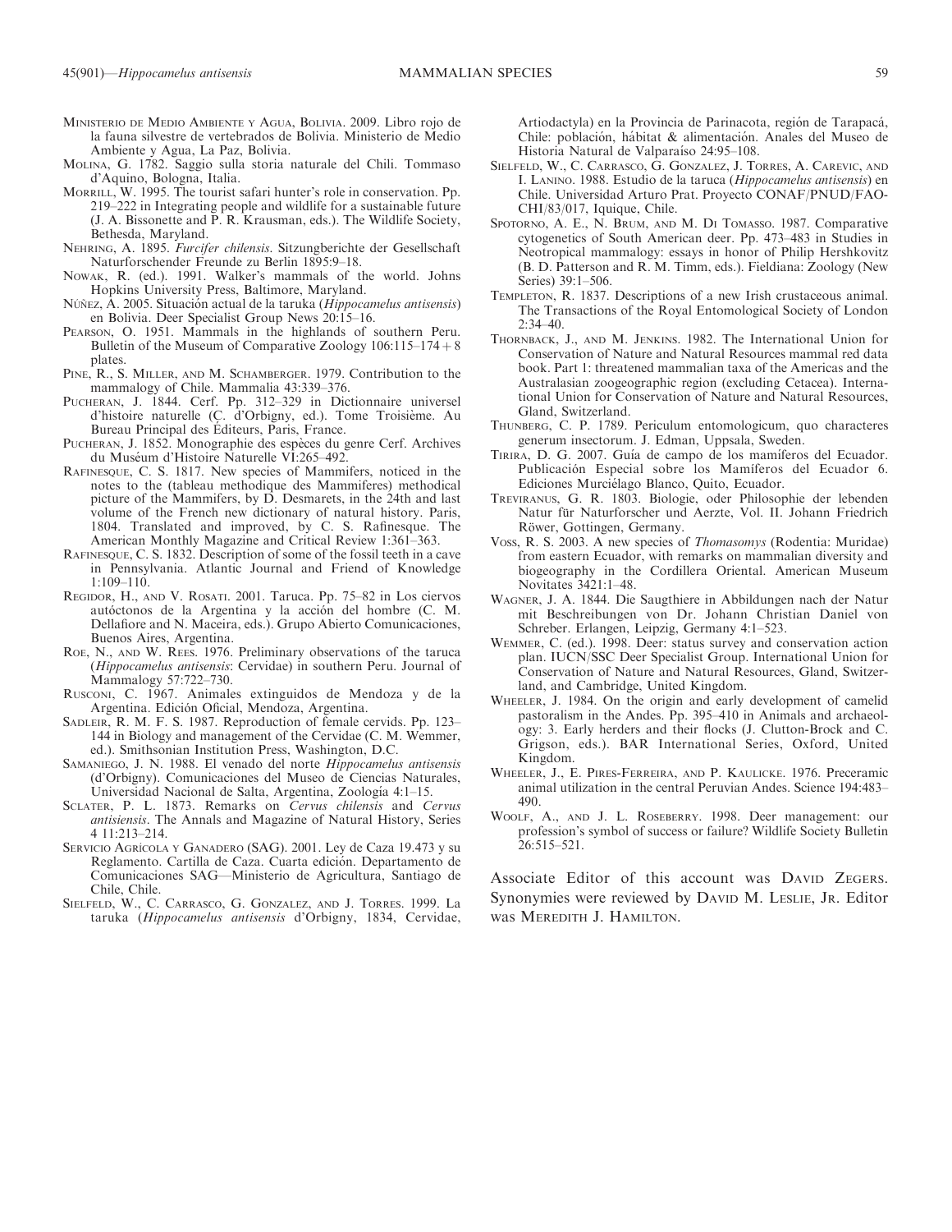Ministerio de Medio Ambiente y Agua, Bolivia. 2009. Libro rojo de la fauna silvestre de vertebrados de Bolivia. Ministerio de Medio Ambiente y Agua, La Paz, Bolivia.

Molina, G. 1782. Saggio sulla storia naturale del Chili. Tommaso d'Aquino, Bologna, Italia.

Morrill, W. 1995. The tourist safari hunter's role in conservation. Pp. 219–222 in Integrating people and wildlife for a sustainable future (J. A. Bissonette and P. R. Krausman, eds.). The Wildlife Society, Bethesda, Maryland.

Nehring, A. 1895. *Furcifer chilensis*. Sitzungberichte der Gesellschaft Naturforschender Freunde zu Berlin 1895:9–18.

Nowak, R. (ed.). 1991. Walker's mammals of the world. Johns Hopkins University Press, Baltimore, Maryland.

Núñez, A. 2005. Situación actual de la taruka (*Hippocamelus antisensis*) en Bolivia. Deer Specialist Group News 20:15–16.

Pearson, O. 1951. Mammals in the highlands of southern Peru. Bulletin of the Museum of Comparative Zoology 106:115–174 + 8 plates.

Pine, R., S. Miller, and M. Schamberger. 1979. Contribution to the mammalogy of Chile. Mammalia 43:339–376.

Pucheran, J. 1844. Cerf. Pp. 312–329 in Dictionnaire universel d'histoire naturelle (C. d'Orbigny, ed.). Tome Troisième. Au Bureau Principal des Éditeurs, Paris, France.

Pucheran, J. 1852. Monographie des espèces du genre Cerf. Archives du Muséum d'Histoire Naturelle VI:265–492.

Rafinesque, C. S. 1817. New species of Mammifers, noticed in the notes to the (tableau methodique des Mammiferes) methodical picture of the Mammifers, by D. Desmarets, in the 24th and last volume of the French new dictionary of natural history. Paris, 1804. Translated and improved, by C. S. Rafinesque. The American Monthly Magazine and Critical Review 1:361–363.

Rafinesque, C. S. 1832. Description of some of the fossil teeth in a cave in Pennsylvania. Atlantic Journal and Friend of Knowledge 1:109–110.

Regidor, H., and V. Rosati. 2001. Taruca. Pp. 75–82 in Los ciervos autóctonos de la Argentina y la acción del hombre (C. M. Dellafiore and N. Maceira, eds.). Grupo Abierto Comunicaciones, Buenos Aires, Argentina.

Roe, N., and W. Rees. 1976. Preliminary observations of the taruca (*Hippocamelus antisensis*: Cervidae) in southern Peru. Journal of Mammalogy 57:722–730.

Rusconi, C. 1967. Animales extinguidos de Mendoza y de la Argentina. Edición Oficial, Mendoza, Argentina.

Sadleir, R. M. F. S. 1987. Reproduction of female cervids. Pp. 123–144 in Biology and management of the Cervidae (C. M. Wemmer, ed.). Smithsonian Institution Press, Washington, D.C.

Samaniego, J. N. 1988. El venado del norte *Hippocamelus antisensis* (d'Orbigny). Comunicaciones del Museo de Ciencias Naturales, Universidad Nacional de Salta, Argentina, Zoología 4:1–15.

Sclater, P. L. 1873. Remarks on *Cervus chilensis* and *Cervus antisiensis*. The Annals and Magazine of Natural History, Series 4 11:213–214.

Servicio Agrícola y Ganadero (SAG). 2001. Ley de Caza 19.473 y su Reglamento. Cartilla de Caza. Cuarta edición. Departamento de Comunicaciones SAG—Ministerio de Agricultura, Santiago de Chile, Chile.

Sielfeld, W., C. Carrasco, G. Gonzalez, and J. Torres. 1999. La taruka (*Hippocamelus antisensis* d'Orbigny, 1834, Cervidae, Artiodactyla) en la Provincia de Parinacota, región de Tarapacá, Chile: población, hábitat & alimentación. Anales del Museo de Historia Natural de Valparaíso 24:95–108.

Sielfeld, W., C. Carrasco, G. Gonzalez, J. Torres, A. Carevic, and I. Lanino. 1988. Estudio de la taruca (*Hippocamelus antisensis*) en Chile. Universidad Arturo Prat. Proyecto CONAF/PNUD/FAO-CHI/83/017, Iquique, Chile.

Spotorno, A. E., N. Brum, and M. Di Tomasso. 1987. Comparative cytogenetics of South American deer. Pp. 473–483 in Studies in Neotropical mammalogy: essays in honor of Philip Hershkovitz (B. D. Patterson and R. M. Timm, eds.). Fieldiana: Zoology (New Series) 39:1–506.

Templeton, R. 1837. Descriptions of a new Irish crustaceous animal. The Transactions of the Royal Entomological Society of London 2:34–40.

Thornback, J., and M. Jenkins. 1982. The International Union for Conservation of Nature and Natural Resources mammal red data book. Part 1: threatened mammalian taxa of the Americas and the Australasian zoogeographic region (excluding Cetacea). International Union for Conservation of Nature and Natural Resources, Gland, Switzerland.

Thunberg, C. P. 1789. Periculum entomologicum, quo characteres generum insectorum. J. Edman, Uppsala, Sweden.

Tirira, D. G. 2007. Guía de campo de los mamíferos del Ecuador. Publicación Especial sobre los Mamíferos del Ecuador 6. Ediciones Murciélago Blanco, Quito, Ecuador.

Treviranus, G. R. 1803. Biologie, oder Philosophie der lebenden Natur für Naturforscher und Aerzte, Vol. II. Johann Friedrich Röwer, Gottingen, Germany.

Voss, R. S. 2003. A new species of *Thomasomys* (Rodentia: Muridae) from eastern Ecuador, with remarks on mammalian diversity and biogeography in the Cordillera Oriental. American Museum Novitates 3421:1–48.

Wagner, J. A. 1844. Die Saugthiere in Abbildungen nach der Natur mit Beschreibungen von Dr. Johann Christian Daniel von Schreber. Erlangen, Leipzig, Germany 4:1–523.

Wemmer, C. (ed.). 1998. Deer: status survey and conservation action plan. IUCN/SSC Deer Specialist Group. International Union for Conservation of Nature and Natural Resources, Gland, Switzerland, and Cambridge, United Kingdom.

Wheeler, J. 1984. On the origin and early development of camelid pastoralism in the Andes. Pp. 395–410 in Animals and archaeology: 3. Early herders and their flocks (J. Clutton-Brock and C. Grigson, eds.). BAR International Series, Oxford, United Kingdom.

Wheeler, J., E. Pires-Ferreira, and P. Kaulicke. 1976. Preceramic animal utilization in the central Peruvian Andes. Science 194:483–490.

Woolf, A., and J. L. Roseberry. 1998. Deer management: our profession's symbol of success or failure? Wildlife Society Bulletin 26:515–521.

Associate Editor of this account was David Zegers. Synonymies were reviewed by David M. Leslie, Jr. Editor was Meredith J. Hamilton.